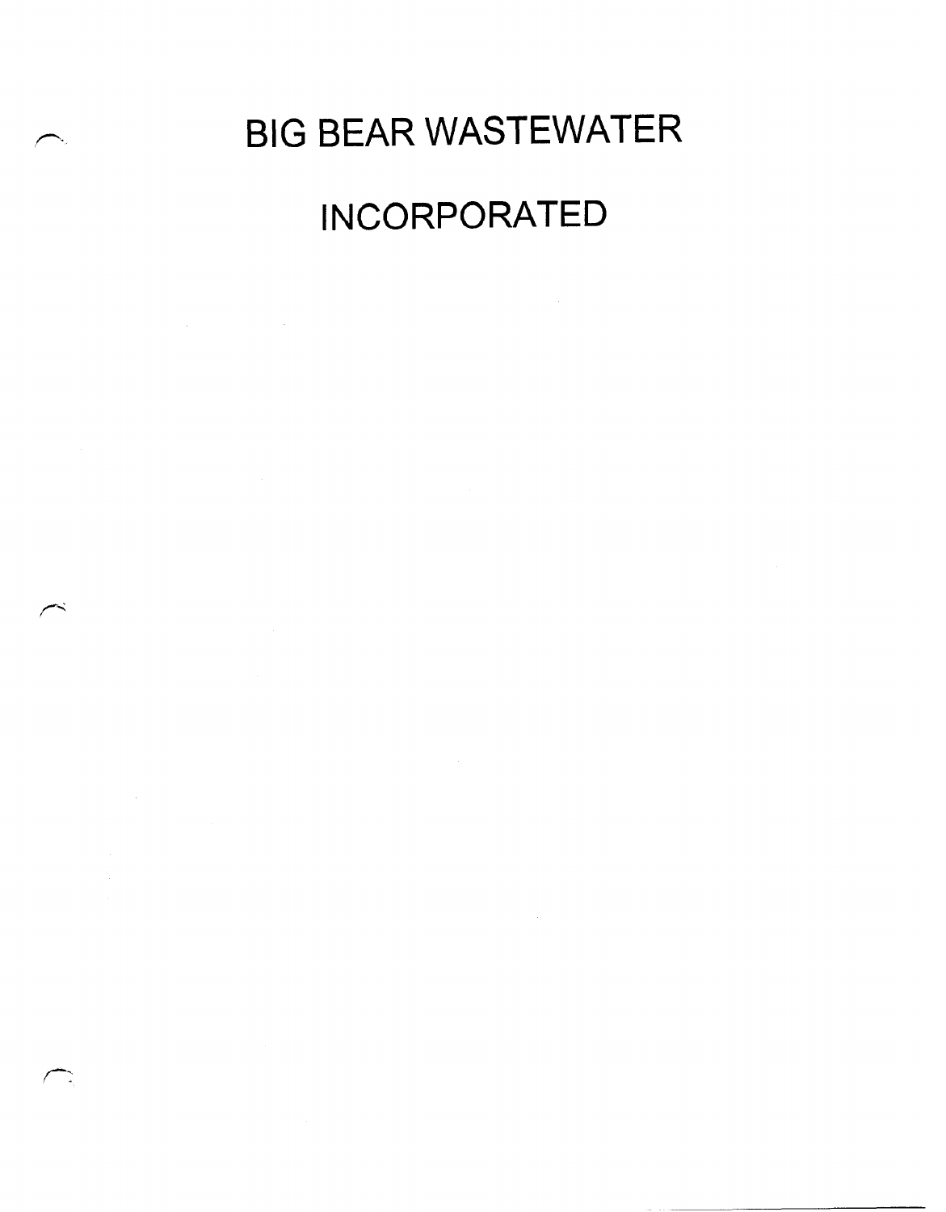# BIG BEAR WASTEWATER

# INCORPORATED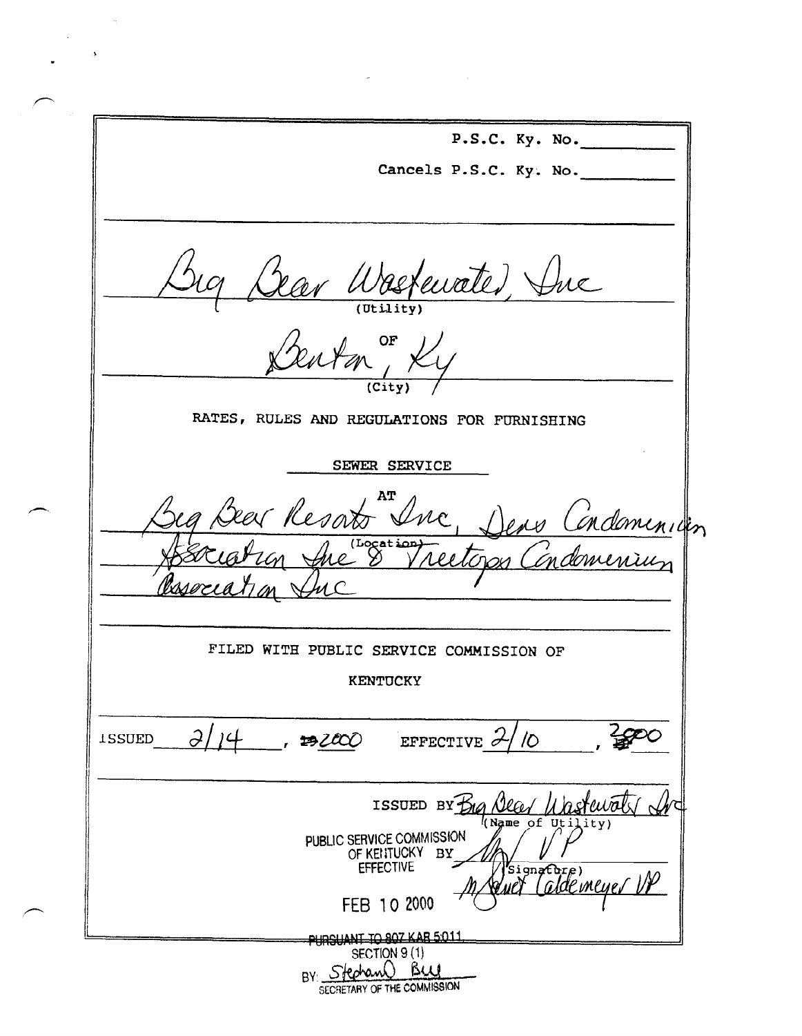P.S.C. Ky. No.\_\_\_\_\_\_\_\_

Cancels P.S.C. Ky. No.\_\_\_\_\_\_\_\_

Big Bear Wastewater, Inc

(Utility)

OF

Benton, Ky

(City)

RATES, RULES AND REGULATIONS FOR FURNISHING

SEWER SERVICE

AT

Big Bear Resorts Inc, Dens Condominium Association Inc 8 Treetops Condominium Association Inc

(Location)

FILED WITH PUBLIC SERVICE COMMISSION OF

KENTUCKY

ISSUED 2/14, ~~19~~2000 EFFECTIVE 2/10, 2000

ISSUED BY Big Bear Wastewater Inc

(Name of Utility)

PUBLIC SERVICE COMMISSION OF KENTUCKY EFFECTIVE

FEB 10 2000

BY \_\_\_\_\_\_\_\_ VP

(Signature)

M Janet Caldemeyer VP

PURSUANT TO 807 KAR 5:011, SECTION 9 (1)

BY: Stephan Bell

SECRETARY OF THE COMMISSION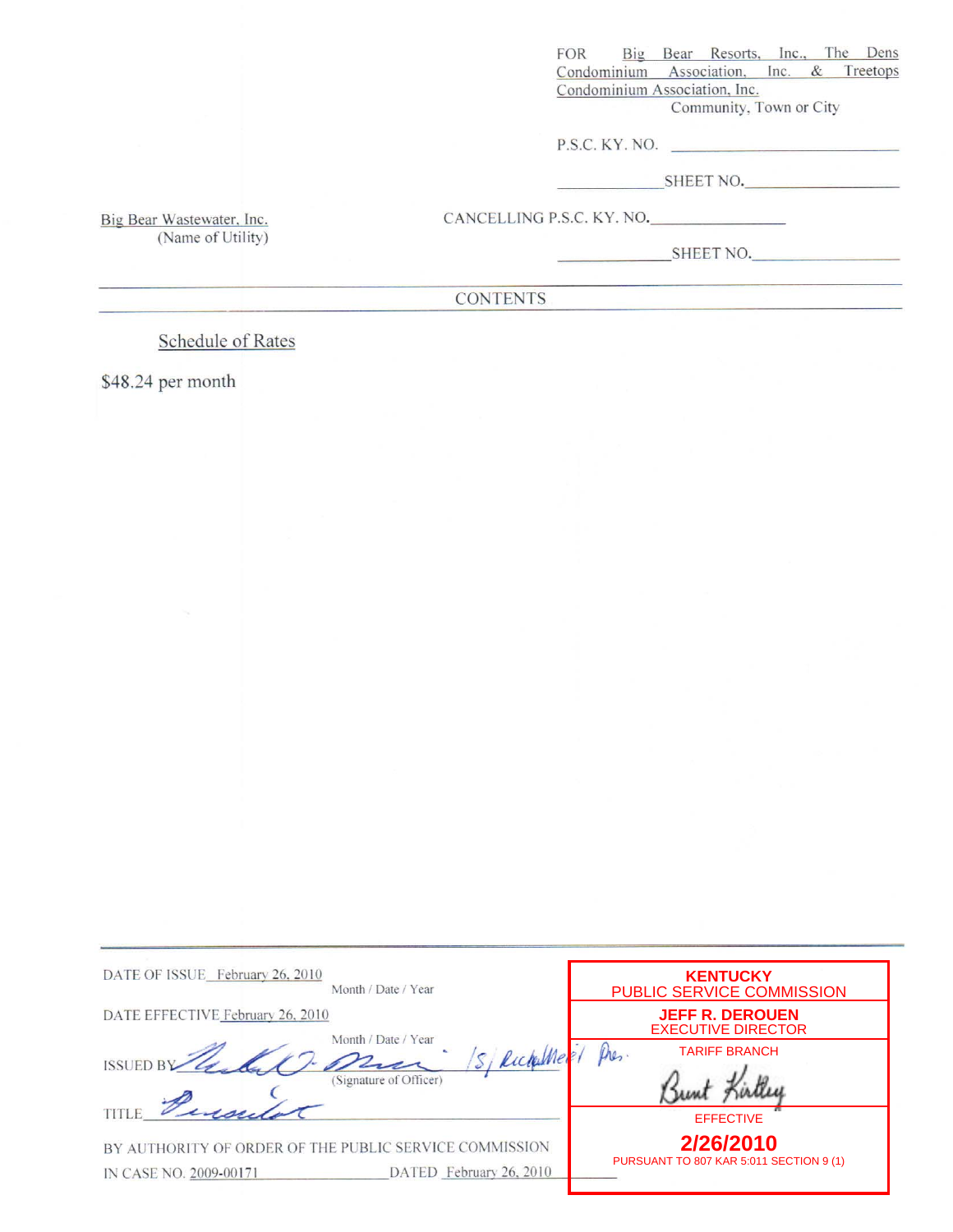FOR Big Bear Resorts, Inc., The Dens Condominium Association, Inc. & Treetops Condominium Association, Inc.
Community, Town or City

P.S.C. KY. NO. ____________

______ SHEET NO. ______

Big Bear Wastewater, Inc.
(Name of Utility)

CANCELLING P.S.C. KY. NO. ______

______ SHEET NO. ______

CONTENTS

Schedule of Rates

$48.24 per month

DATE OF ISSUE February 26, 2010
Month / Date / Year

DATE EFFECTIVE February 26, 2010
Month / Date / Year

ISSUED BY /s/ Richard Mer... Pres.
(Signature of Officer)

TITLE President

BY AUTHORITY OF ORDER OF THE PUBLIC SERVICE COMMISSION
IN CASE NO. 2009-00171 DATED February 26, 2010

**KENTUCKY**
PUBLIC SERVICE COMMISSION

**JEFF R. DEROUEN**
EXECUTIVE DIRECTOR

TARIFF BRANCH

Brent Kirtley

EFFECTIVE

**2/26/2010**

PURSUANT TO 807 KAR 5:011 SECTION 9 (1)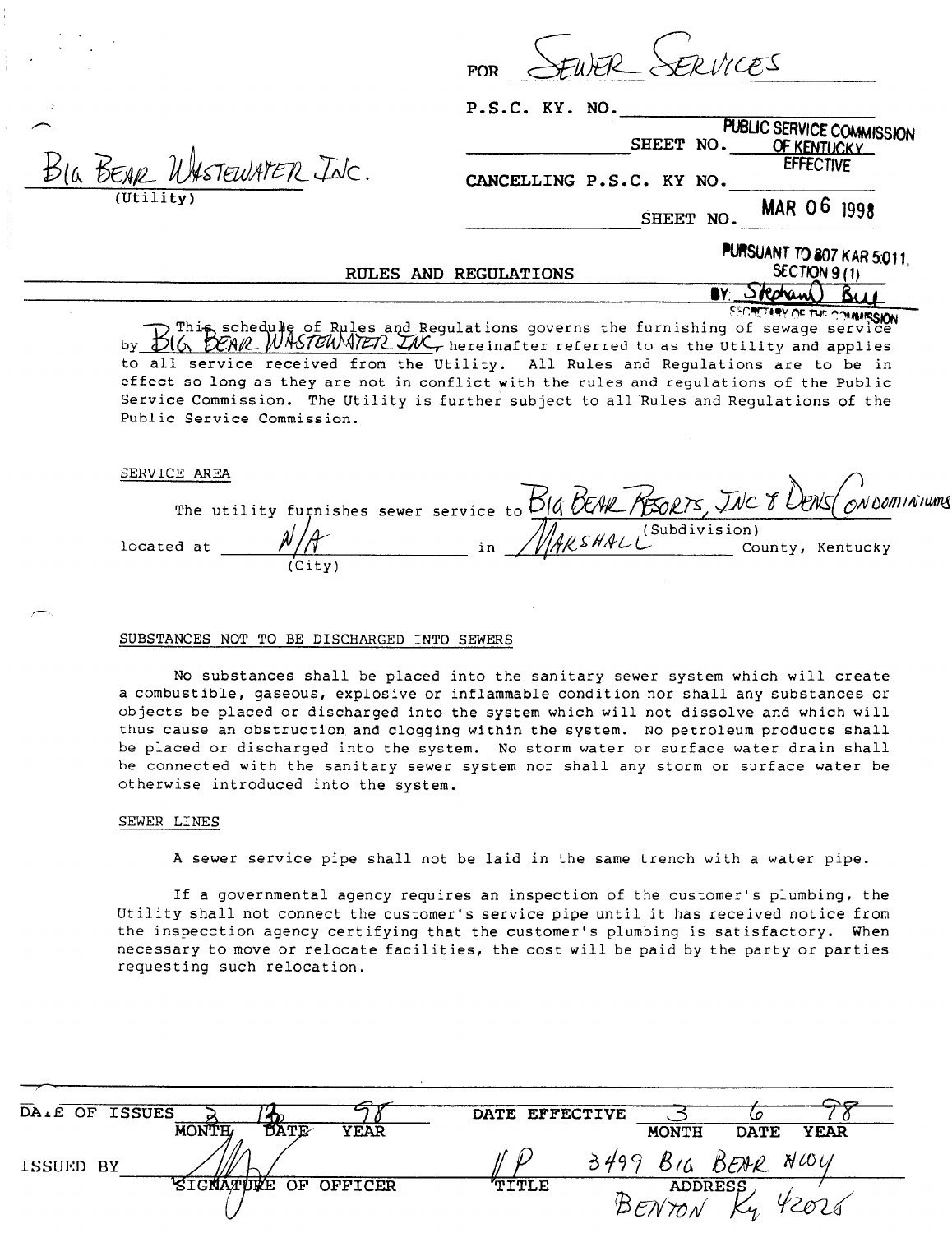FOR SEWER SERVICES

P.S.C. KY. NO.\_\_\_\_\_\_\_\_

\_\_\_\_\_\_\_\_ SHEET NO.\_\_\_\_\_\_\_\_

PUBLIC SERVICE COMMISSION OF KENTUCKY EFFECTIVE

Big Bear Wastewater Inc.
(Utility)

CANCELLING P.S.C. KY NO.\_\_\_\_\_\_\_\_

\_\_\_\_\_\_\_\_ SHEET NO. MAR 06 1998

PURSUANT TO 807 KAR 5:011, SECTION 9 (1)
BY: Stephan Bell
SECRETARY OF THE COMMISSION

## RULES AND REGULATIONS

This schedule of Rules and Regulations governs the furnishing of sewage service by Big Bear Wastewater Inc., hereinafter referred to as the Utility and applies to all service received from the Utility. All Rules and Regulations are to be in effect so long as they are not in conflict with the rules and regulations of the Public Service Commission. The Utility is further subject to all Rules and Regulations of the Public Service Commission.

### SERVICE AREA

The utility furnishes sewer service to Big Bear Resorts, Inc & Dens Condominiums (Subdivision) located at N/A (City) in Marshall County, Kentucky

### SUBSTANCES NOT TO BE DISCHARGED INTO SEWERS

No substances shall be placed into the sanitary sewer system which will create a combustible, gaseous, explosive or inflammable condition nor shall any substances or objects be placed or discharged into the system which will not dissolve and which will thus cause an obstruction and clogging within the system. No petroleum products shall be placed or discharged into the system. No storm water or surface water drain shall be connected with the sanitary sewer system nor shall any storm or surface water be otherwise introduced into the system.

### SEWER LINES

A sewer service pipe shall not be laid in the same trench with a water pipe.

If a governmental agency requires an inspection of the customer's plumbing, the Utility shall not connect the customer's service pipe until it has received notice from the inspecction agency certifying that the customer's plumbing is satisfactory. When necessary to move or relocate facilities, the cost will be paid by the party or parties requesting such relocation.

| DATE OF ISSUES | 3 | 12 | 98 | DATE EFFECTIVE | 3 | 6 | 98 |
|---|---|---|---|---|---|---|---|
| | MONTH | DATE | YEAR | | MONTH | DATE | YEAR |

ISSUED BY (signature) — SIGNATURE OF OFFICER

VP — TITLE

3499 Big Bear Hwy, Benton Ky 42026 — ADDRESS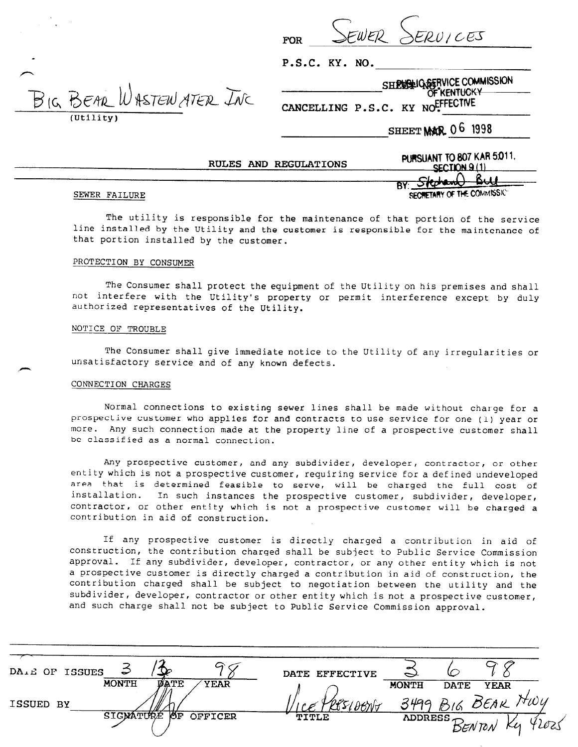FOR Sewer Services

P.S.C. KY. NO. \_\_\_\_\_\_\_\_\_\_

SHEET NO. \_\_\_\_\_\_\_\_\_\_

Big Bear Wastewater Inc
(Utility)

CANCELLING P.S.C. KY NO. \_\_\_\_\_\_\_\_\_\_

SHEET \_\_\_\_\_\_\_\_\_\_

PUBLIC SERVICE COMMISSION OF KENTUCKY EFFECTIVE MAR 06 1998 PURSUANT TO 807 KAR 5:011, SECTION 9 (1) BY: Stephan Bell SECRETARY OF THE COMMISSION

## RULES AND REGULATIONS

### SEWER FAILURE

The utility is responsible for the maintenance of that portion of the service line installed by the Utility and the customer is responsible for the maintenance of that portion installed by the customer.

### PROTECTION BY CONSUMER

The Consumer shall protect the equipment of the Utility on his premises and shall not interfere with the Utility's property or permit interference except by duly authorized representatives of the Utility.

### NOTICE OF TROUBLE

The Consumer shall give immediate notice to the Utility of any irregularities or unsatisfactory service and of any known defects.

### CONNECTION CHARGES

Normal connections to existing sewer lines shall be made without charge for a prospective customer who applies for and contracts to use service for one (1) year or more. Any such connection made at the property line of a prospective customer shall be classified as a normal connection.

Any prospective customer, and any subdivider, developer, contractor, or other entity which is not a prospective customer, requiring service for a defined undeveloped area that is determined feasible to serve, will be charged the full cost of installation. In such instances the prospective customer, subdivider, developer, contractor, or other entity which is not a prospective customer will be charged a contribution in aid of construction.

If any prospective customer is directly charged a contribution in aid of construction, the contribution charged shall be subject to Public Service Commission approval. If any subdivider, developer, contractor, or any other entity which is not a prospective customer is directly charged a contribution in aid of construction, the contribution charged shall be subject to negotiation between the utility and the subdivider, developer, contractor or other entity which is not a prospective customer, and such charge shall not be subject to Public Service Commission approval.

DATE OF ISSUE: 3 (MONTH) / 13 (DATE) / 98 (YEAR)

DATE EFFECTIVE: 3 (MONTH) 6 (DATE) 98 (YEAR)

ISSUED BY: [signature] (SIGNATURE OF OFFICER) — Vice President (TITLE) — 3499 Big Bear Hwy, Benton Ky 42025 (ADDRESS)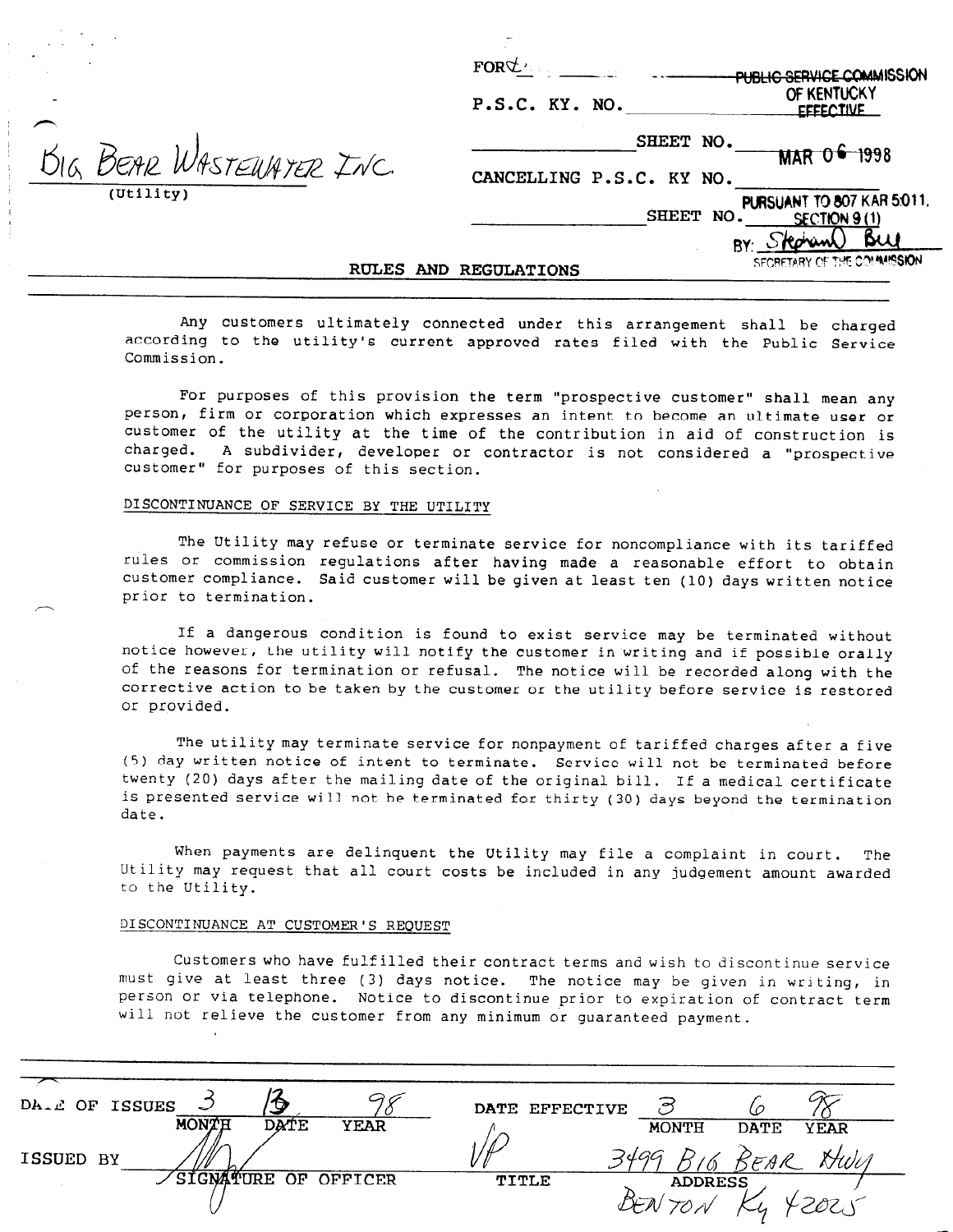FOR ___

P.S.C. KY. NO. ___

SHEET NO. ___

CANCELLING P.S.C. KY NO. ___

SHEET NO. ___

Big Bear Wastewater Inc.
(Utility)

PUBLIC SERVICE COMMISSION OF KENTUCKY EFFECTIVE
MAR 06 1998
PURSUANT TO 807 KAR 5:011, SECTION 9 (1)
BY: Stephan Bell
SECRETARY OF THE COMMISSION

## RULES AND REGULATIONS

Any customers ultimately connected under this arrangement shall be charged according to the utility's current approved rates filed with the Public Service Commission.

For purposes of this provision the term "prospective customer" shall mean any person, firm or corporation which expresses an intent to become an ultimate user or customer of the utility at the time of the contribution in aid of construction is charged. A subdivider, developer or contractor is not considered a "prospective customer" for purposes of this section.

### DISCONTINUANCE OF SERVICE BY THE UTILITY

The Utility may refuse or terminate service for noncompliance with its tariffed rules or commission regulations after having made a reasonable effort to obtain customer compliance. Said customer will be given at least ten (10) days written notice prior to termination.

If a dangerous condition is found to exist service may be terminated without notice however, the utility will notify the customer in writing and if possible orally of the reasons for termination or refusal. The notice will be recorded along with the corrective action to be taken by the customer or the utility before service is restored or provided.

The utility may terminate service for nonpayment of tariffed charges after a five (5) day written notice of intent to terminate. Service will not be terminated before twenty (20) days after the mailing date of the original bill. If a medical certificate is presented service will not be terminated for thirty (30) days beyond the termination date.

When payments are delinquent the Utility may file a complaint in court. The Utility may request that all court costs be included in any judgement amount awarded to the Utility.

### DISCONTINUANCE AT CUSTOMER'S REQUEST

Customers who have fulfilled their contract terms and wish to discontinue service must give at least three (3) days notice. The notice may be given in writing, in person or via telephone. Notice to discontinue prior to expiration of contract term will not relieve the customer from any minimum or guaranteed payment.

DATE OF ISSUE 3 / 13 / 98 (MONTH / DATE / YEAR) DATE EFFECTIVE 3 / 6 / 98 (MONTH / DATE / YEAR)

ISSUED BY ___ (SIGNATURE OF OFFICER) VP (TITLE) 3499 Big Bear Hwy Benton Ky 42025 (ADDRESS)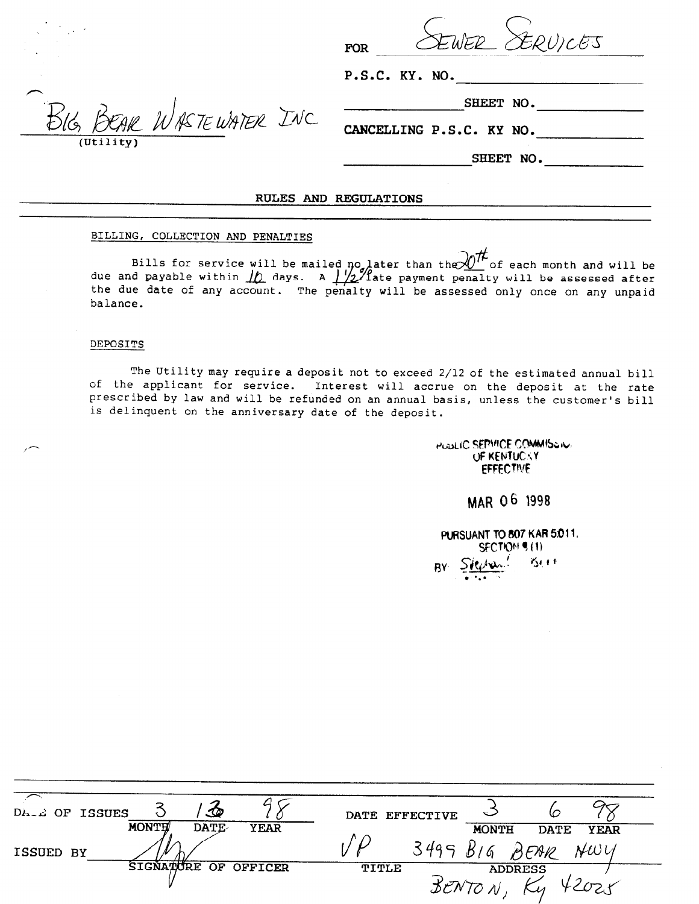FOR Sewer Services

P.S.C. KY. NO. ________

________ SHEET NO. ________

Big Bear Wastewater Inc
(Utility)

CANCELLING P.S.C. KY NO. ________

________ SHEET NO. ________

## RULES AND REGULATIONS

### BILLING, COLLECTION AND PENALTIES

Bills for service will be mailed no later than the 20th of each month and will be due and payable within 10 days. A 1 1/2 % late payment penalty will be assessed after the due date of any account. The penalty will be assessed only once on any unpaid balance.

### DEPOSITS

The Utility may require a deposit not to exceed 2/12 of the estimated annual bill of the applicant for service. Interest will accrue on the deposit at the rate prescribed by law and will be refunded on an annual basis, unless the customer's bill is delinquent on the anniversary date of the deposit.

PUBLIC SERVICE COMMISSION
OF KENTUCKY
EFFECTIVE

MAR 06 1998

PURSUANT TO 807 KAR 5:011,
SECTION 9 (1)
BY: Stephan Bell

DATE OF ISSUES 3 / 13 / 98 (MONTH / DATE / YEAR)

DATE EFFECTIVE 3 / 6 / 98 (MONTH / DATE / YEAR)

ISSUED BY ________ (SIGNATURE OF OFFICER)

TITLE: VP

ADDRESS: 3499 Big Bear Hwy, Benton, Ky 42025